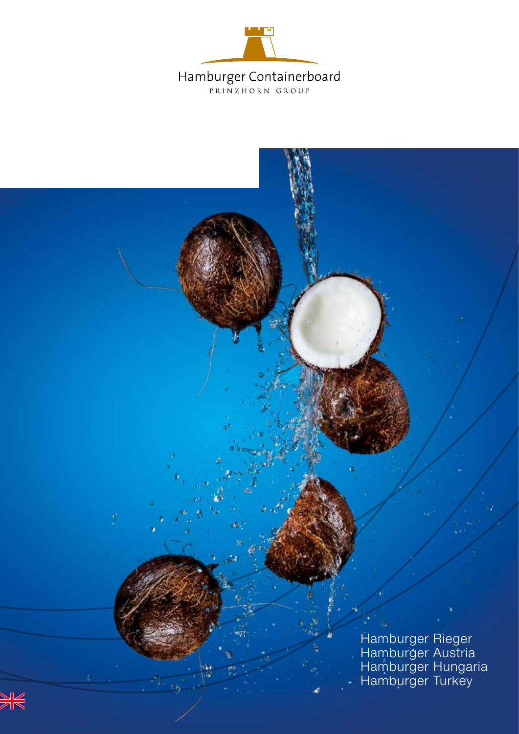Hamburger Containerboard

PRINZHORN GROUP

Hamburger Rieger
Hamburger Austria
Hamburger Hungaria
Hamburger Turkey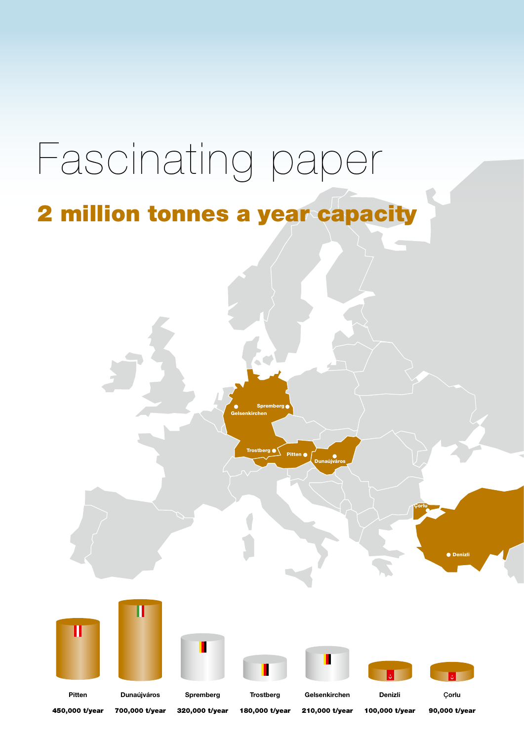# Fascinating paper

## 2 million tonnes a year capacity

| Pitten | Dunaújváros | Spremberg | Trostberg | Gelsenkirchen | Denizli | Çorlu |
|---|---|---|---|---|---|---|
| 450,000 t/year | 700,000 t/year | 320,000 t/year | 180,000 t/year | 210,000 t/year | 100,000 t/year | 90,000 t/year |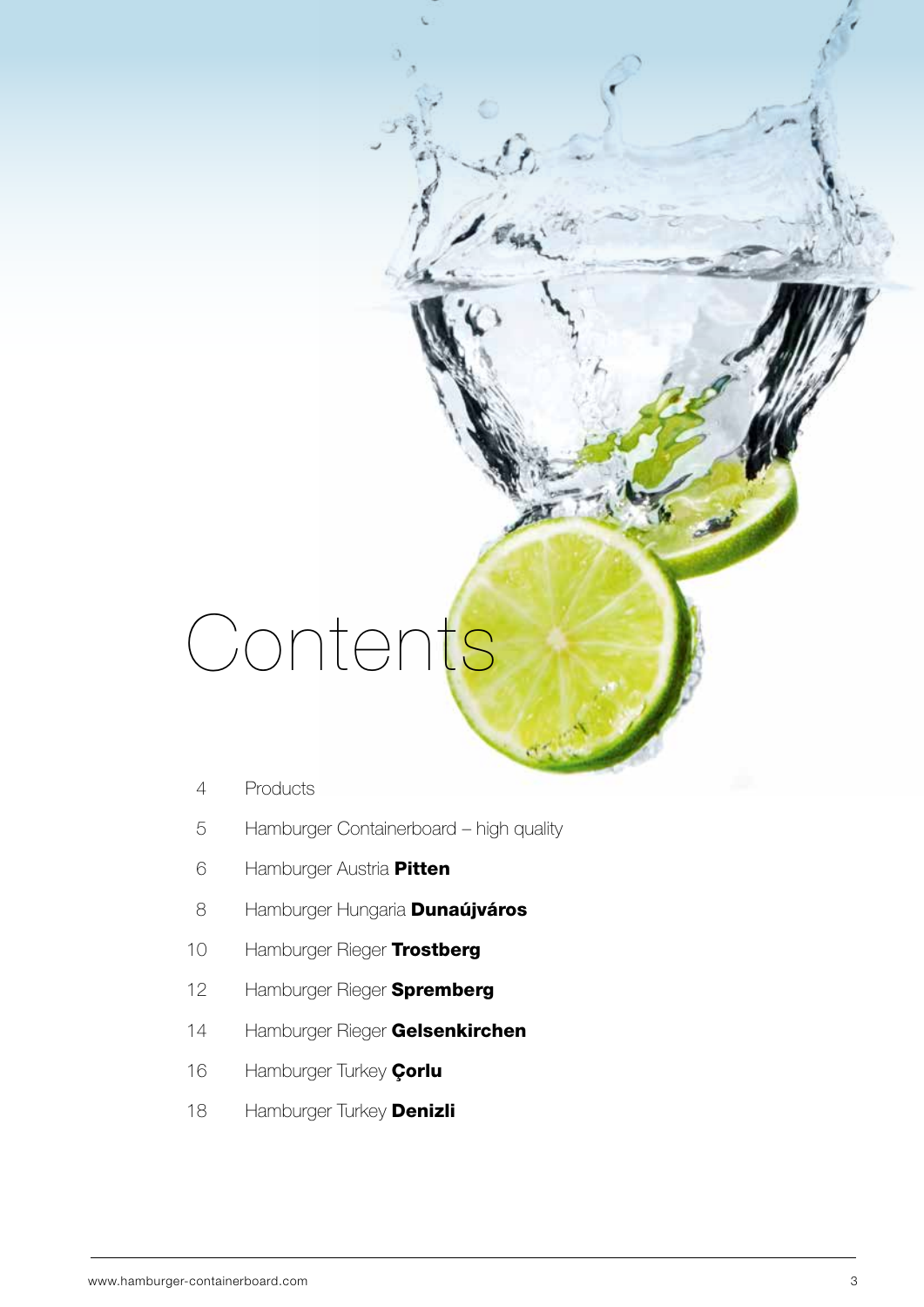# Contents

| | |
|---|---|
| 4 | Products |
| 5 | Hamburger Containerboard – high quality |
| 6 | Hamburger Austria **Pitten** |
| 8 | Hamburger Hungaria **Dunaújváros** |
| 10 | Hamburger Rieger **Trostberg** |
| 12 | Hamburger Rieger **Spremberg** |
| 14 | Hamburger Rieger **Gelsenkirchen** |
| 16 | Hamburger Turkey **Çorlu** |
| 18 | Hamburger Turkey **Denizli** |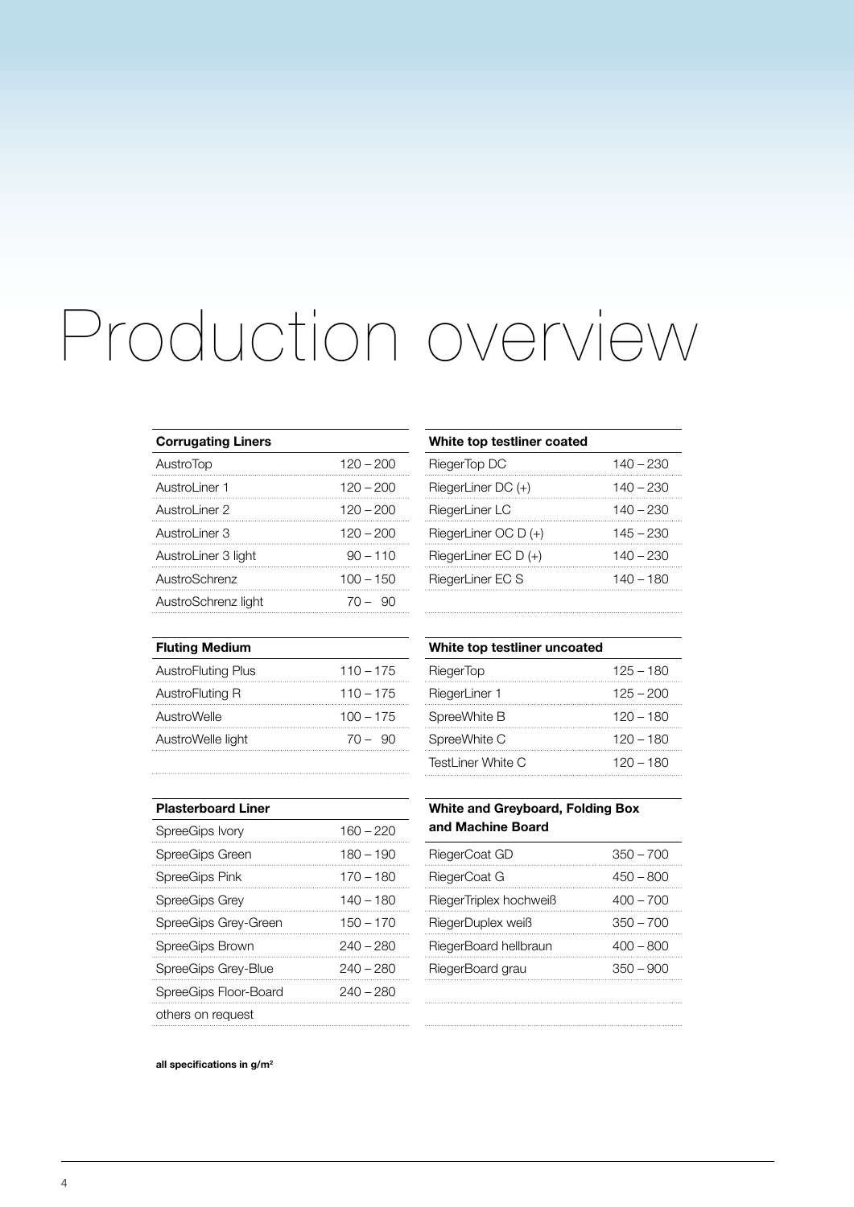# Production overview

| Corrugating Liners | |
|---|---|
| AustroTop | 120 – 200 |
| AustroLiner 1 | 120 – 200 |
| AustroLiner 2 | 120 – 200 |
| AustroLiner 3 | 120 – 200 |
| AustroLiner 3 light | 90 – 110 |
| AustroSchrenz | 100 – 150 |
| AustroSchrenz light | 70 – 90 |

| Fluting Medium | |
|---|---|
| AustroFluting Plus | 110 – 175 |
| AustroFluting R | 110 – 175 |
| AustroWelle | 100 – 175 |
| AustroWelle light | 70 – 90 |

| Plasterboard Liner | |
|---|---|
| SpreeGips Ivory | 160 – 220 |
| SpreeGips Green | 180 – 190 |
| SpreeGips Pink | 170 – 180 |
| SpreeGips Grey | 140 – 180 |
| SpreeGips Grey-Green | 150 – 170 |
| SpreeGips Brown | 240 – 280 |
| SpreeGips Grey-Blue | 240 – 280 |
| SpreeGips Floor-Board | 240 – 280 |
| others on request | |

| White top testliner coated | |
|---|---|
| RiegerTop DC | 140 – 230 |
| RiegerLiner DC (+) | 140 – 230 |
| RiegerLiner LC | 140 – 230 |
| RiegerLiner OC D (+) | 145 – 230 |
| RiegerLiner EC D (+) | 140 – 230 |
| RiegerLiner EC S | 140 – 180 |

| White top testliner uncoated | |
|---|---|
| RiegerTop | 125 – 180 |
| RiegerLiner 1 | 125 – 200 |
| SpreeWhite B | 120 – 180 |
| SpreeWhite C | 120 – 180 |
| TestLiner White C | 120 – 180 |

| White and Greyboard, Folding Box and Machine Board | |
|---|---|
| RiegerCoat GD | 350 – 700 |
| RiegerCoat G | 450 – 800 |
| RiegerTriplex hochweiß | 400 – 700 |
| RiegerDuplex weiß | 350 – 700 |
| RiegerBoard hellbraun | 400 – 800 |
| RiegerBoard grau | 350 – 900 |

**all specifications in g/m²**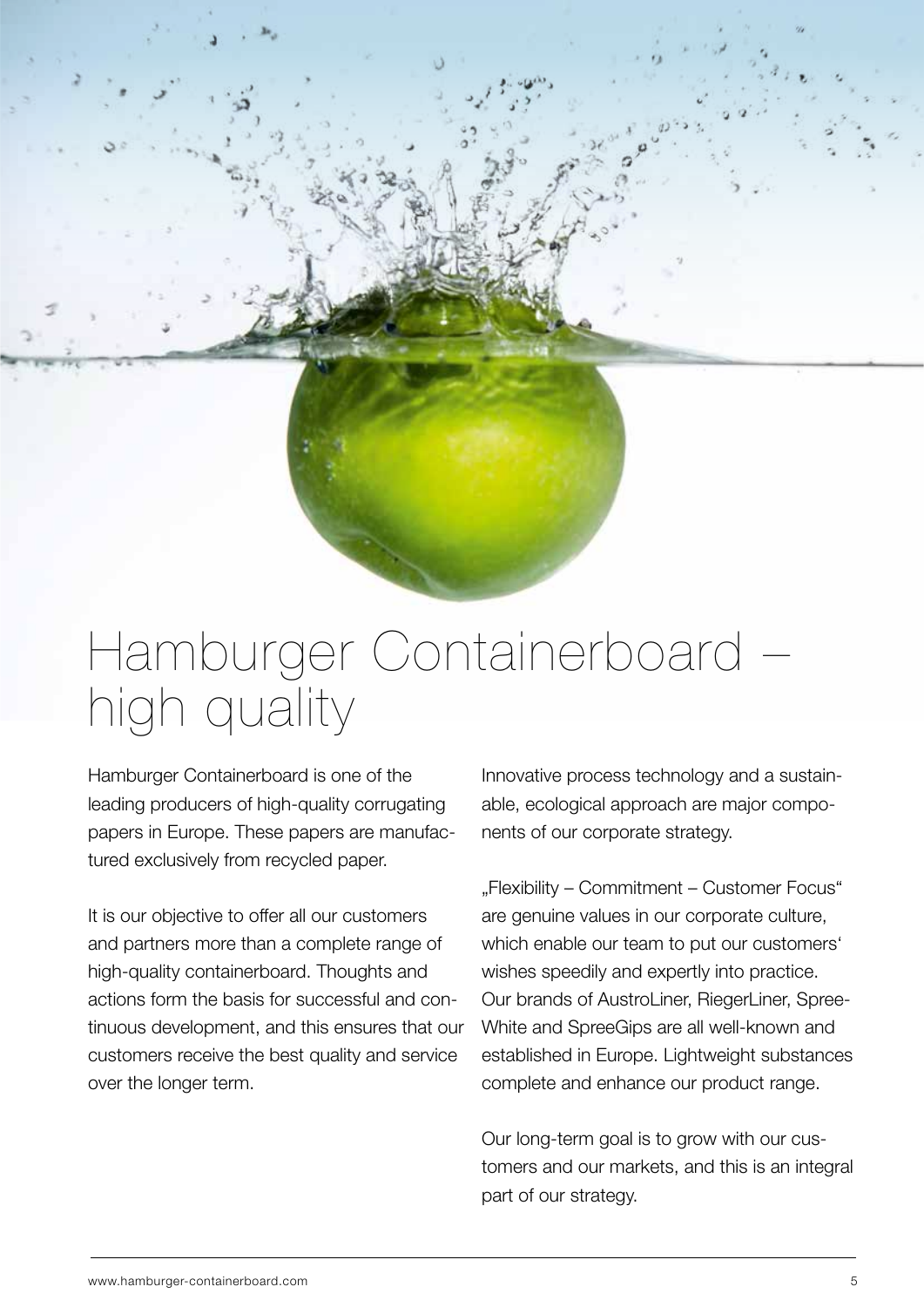# Hamburger Containerboard – high quality

Hamburger Containerboard is one of the leading producers of high-quality corrugating papers in Europe. These papers are manufactured exclusively from recycled paper.

It is our objective to offer all our customers and partners more than a complete range of high-quality containerboard. Thoughts and actions form the basis for successful and continuous development, and this ensures that our customers receive the best quality and service over the longer term.

Innovative process technology and a sustainable, ecological approach are major components of our corporate strategy.

„Flexibility – Commitment – Customer Focus" are genuine values in our corporate culture, which enable our team to put our customers' wishes speedily and expertly into practice. Our brands of AustroLiner, RiegerLiner, SpreeWhite and SpreeGips are all well-known and established in Europe. Lightweight substances complete and enhance our product range.

Our long-term goal is to grow with our customers and our markets, and this is an integral part of our strategy.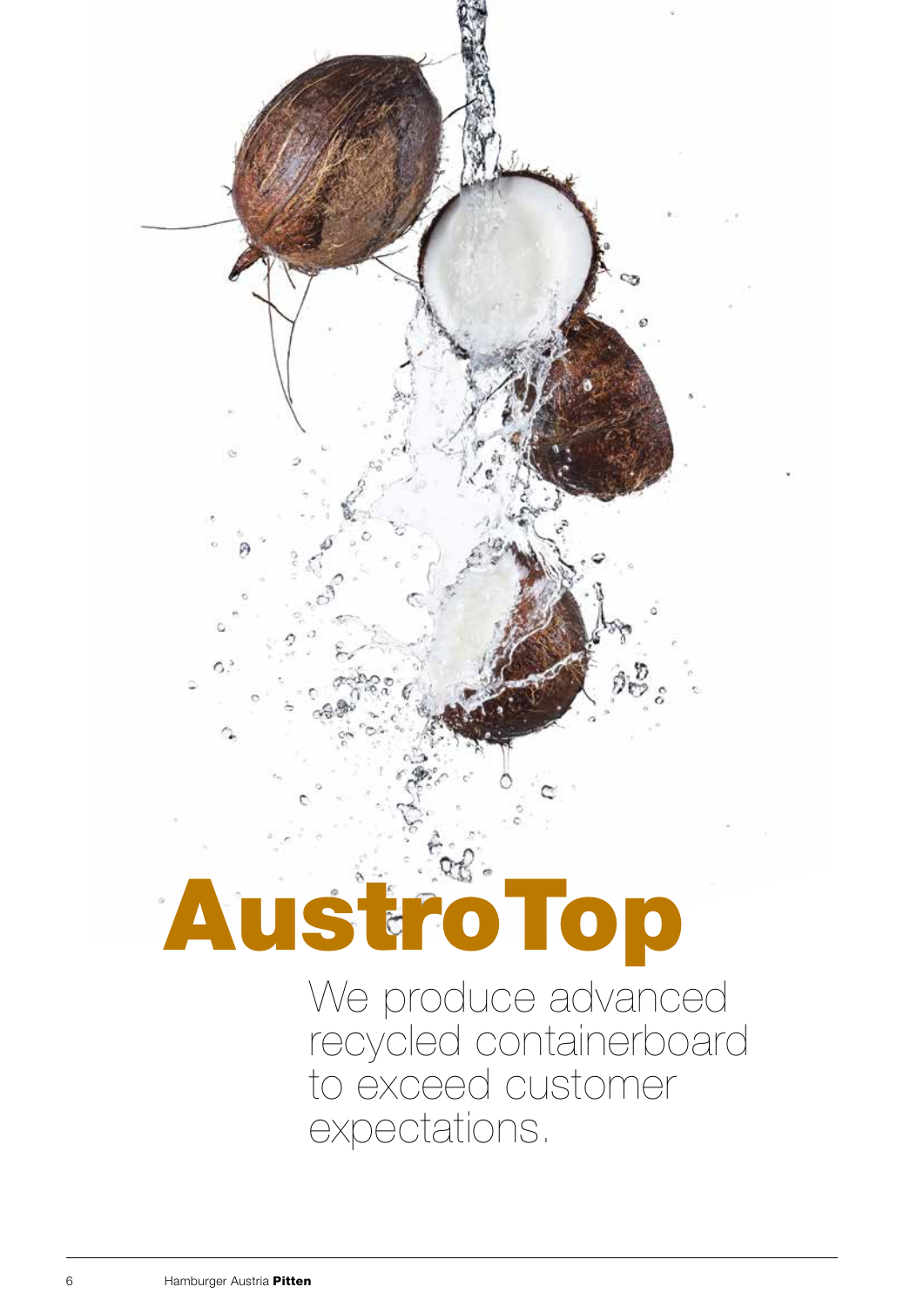# AustroTop

We produce advanced recycled containerboard to exceed customer expectations.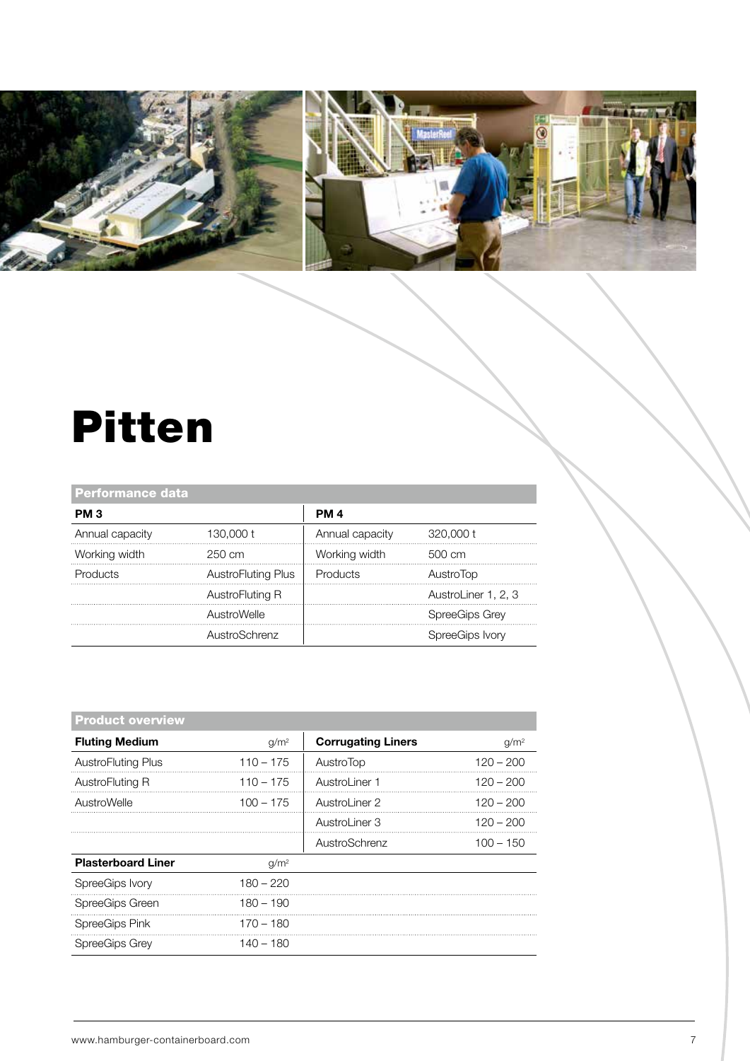# Pitten

## Performance data

| PM 3 | | PM 4 | |
|---|---|---|---|
| Annual capacity | 130,000 t | Annual capacity | 320,000 t |
| Working width | 250 cm | Working width | 500 cm |
| Products | AustroFluting Plus | Products | AustroTop |
| | AustroFluting R | | AustroLiner 1, 2, 3 |
| | AustroWelle | | SpreeGips Grey |
| | AustroSchrenz | | SpreeGips Ivory |

## Product overview

| **Fluting Medium** | g/m² | **Corrugating Liners** | g/m² |
|---|---|---|---|
| AustroFluting Plus | 110 – 175 | AustroTop | 120 – 200 |
| AustroFluting R | 110 – 175 | AustroLiner 1 | 120 – 200 |
| AustroWelle | 100 – 175 | AustroLiner 2 | 120 – 200 |
| | | AustroLiner 3 | 120 – 200 |
| | | AustroSchrenz | 100 – 150 |

| **Plasterboard Liner** | g/m² |
|---|---|
| SpreeGips Ivory | 180 – 220 |
| SpreeGips Green | 180 – 190 |
| SpreeGips Pink | 170 – 180 |
| SpreeGips Grey | 140 – 180 |

www.hamburger-containerboard.com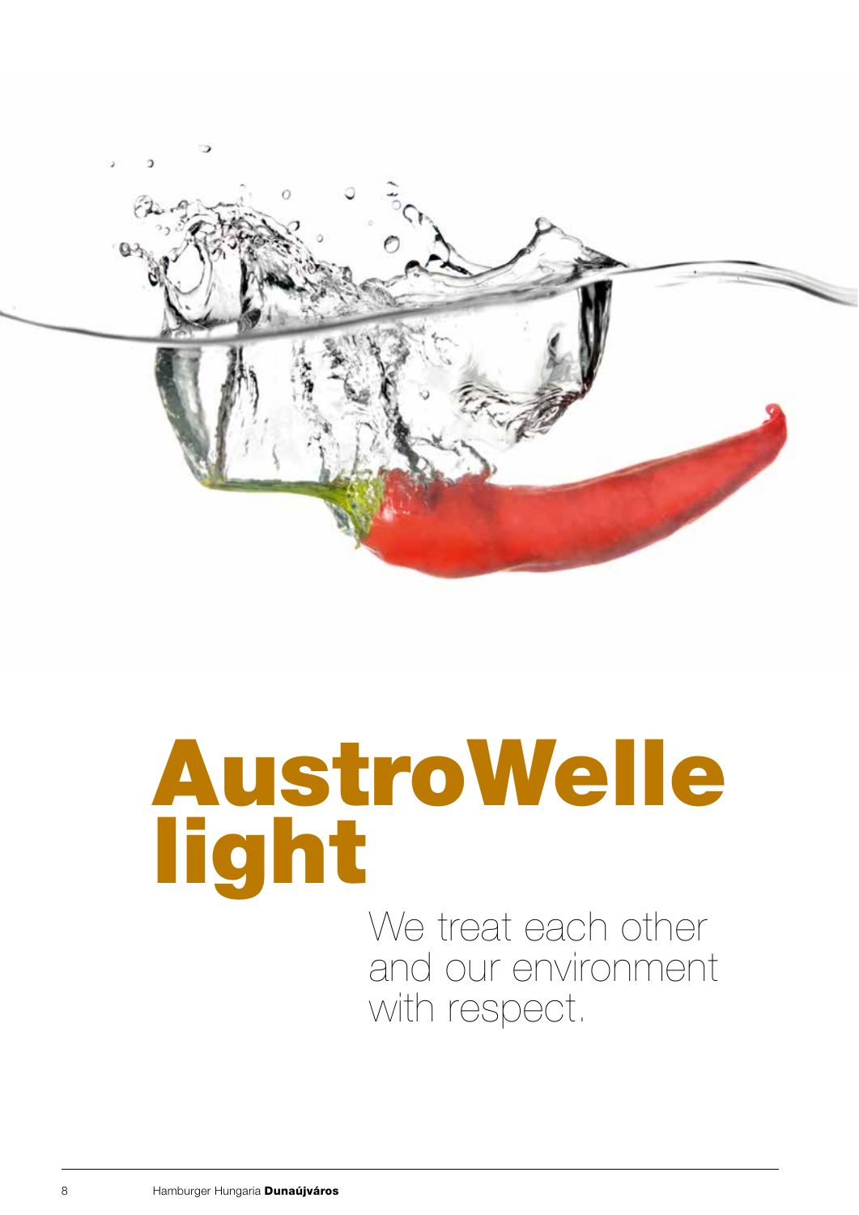# AustroWelle light

We treat each other and our environment with respect.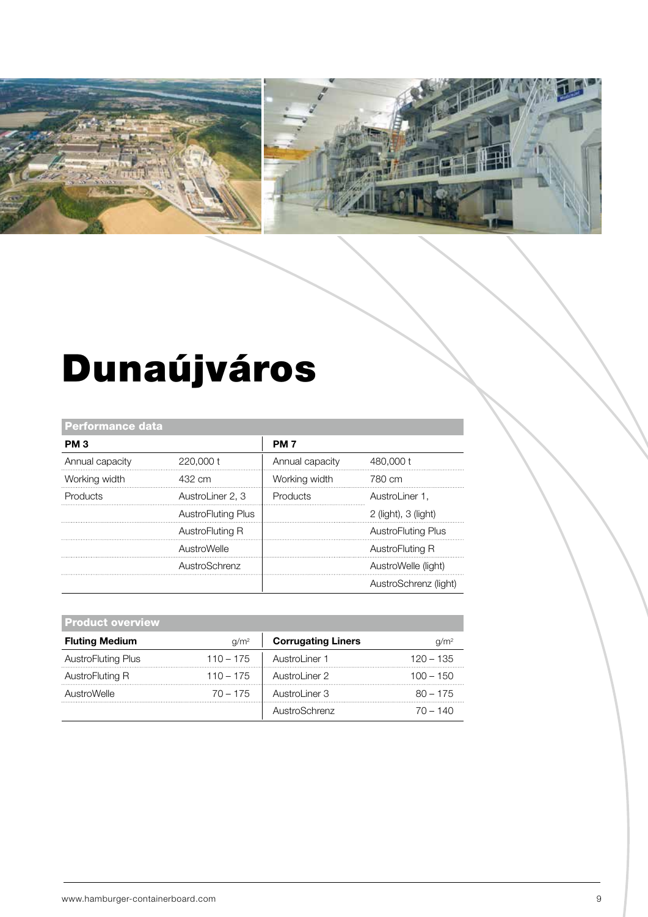# Dunaújváros

| Performance data | | | |
|---|---|---|---|
| **PM 3** | | **PM 7** | |
| Annual capacity | 220,000 t | Annual capacity | 480,000 t |
| Working width | 432 cm | Working width | 780 cm |
| Products | AustroLiner 2, 3 | Products | AustroLiner 1, |
| | AustroFluting Plus | | 2 (light), 3 (light) |
| | AustroFluting R | | AustroFluting Plus |
| | AustroWelle | | AustroFluting R |
| | AustroSchrenz | | AustroWelle (light) |
| | | | AustroSchrenz (light) |

| Product overview | | | |
|---|---|---|---|
| **Fluting Medium** | g/m² | **Corrugating Liners** | g/m² |
| AustroFluting Plus | 110 – 175 | AustroLiner 1 | 120 – 135 |
| AustroFluting R | 110 – 175 | AustroLiner 2 | 100 – 150 |
| AustroWelle | 70 – 175 | AustroLiner 3 | 80 – 175 |
| | | AustroSchrenz | 70 – 140 |

www.hamburger-containerboard.com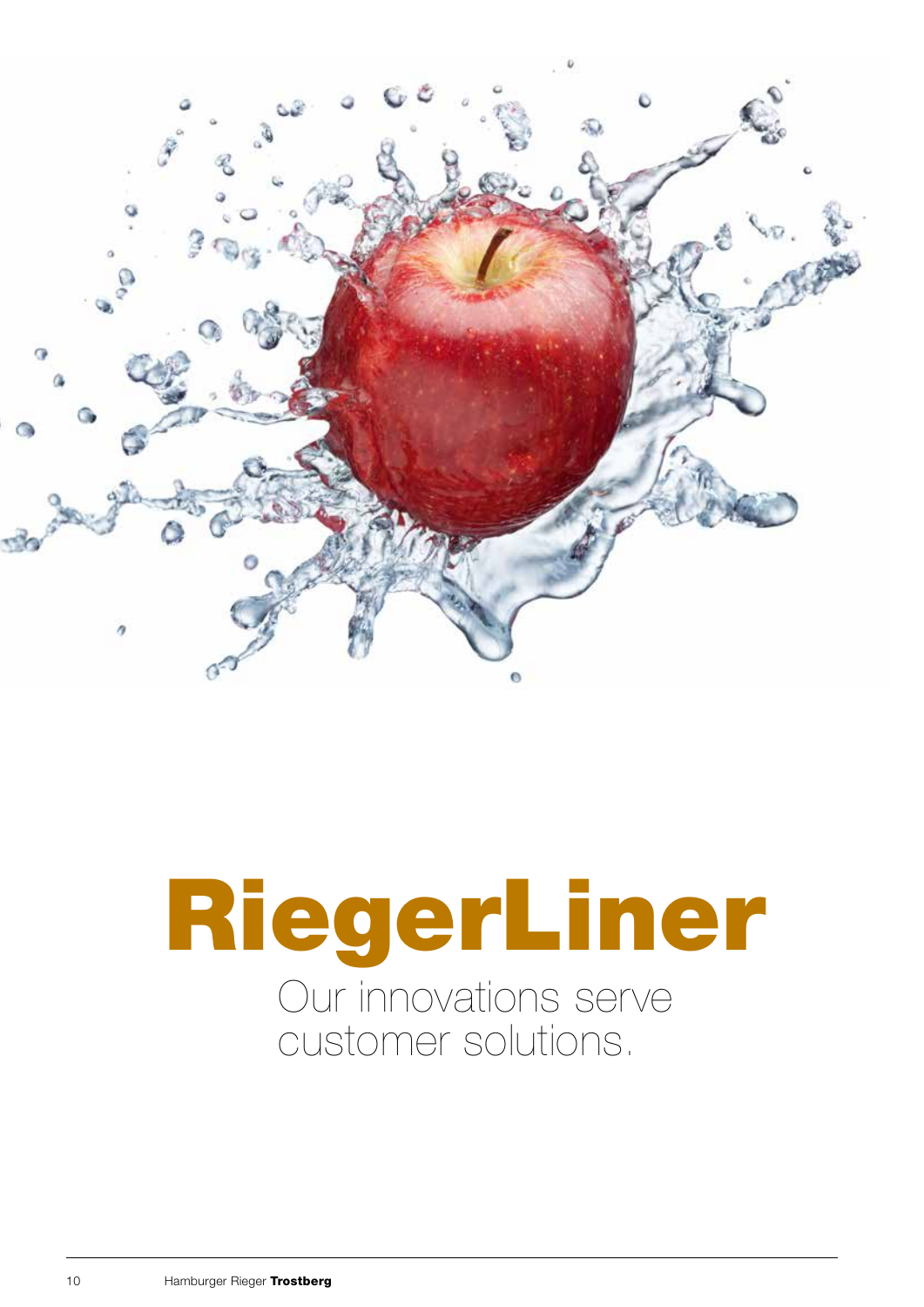# RiegerLiner

Our innovations serve customer solutions.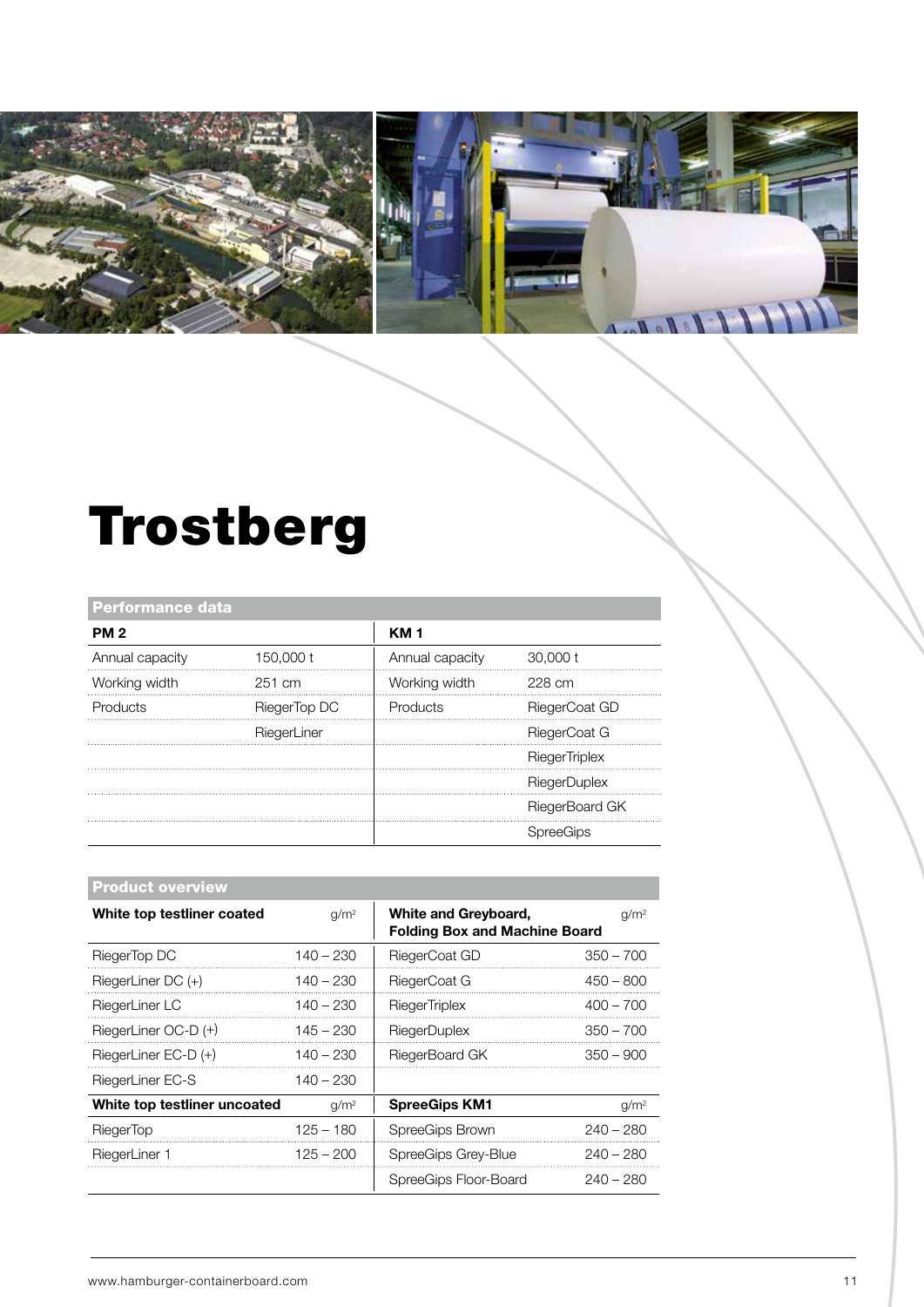# Trostberg

**Performance data**

| PM 2 | | KM 1 | |
|---|---|---|---|
| Annual capacity | 150,000 t | Annual capacity | 30,000 t |
| Working width | 251 cm | Working width | 228 cm |
| Products | RiegerTop DC | Products | RiegerCoat GD |
| | RiegerLiner | | RiegerCoat G |
| | | | RiegerTriplex |
| | | | RiegerDuplex |
| | | | RiegerBoard GK |
| | | | SpreeGips |

**Product overview**

| White top testliner coated | g/m² | White and Greyboard, Folding Box and Machine Board | g/m² |
|---|---|---|---|
| RiegerTop DC | 140 – 230 | RiegerCoat GD | 350 – 700 |
| RiegerLiner DC (+) | 140 – 230 | RiegerCoat G | 450 – 800 |
| RiegerLiner LC | 140 – 230 | RiegerTriplex | 400 – 700 |
| RiegerLiner OC-D (+) | 145 – 230 | RiegerDuplex | 350 – 700 |
| RiegerLiner EC-D (+) | 140 – 230 | RiegerBoard GK | 350 – 900 |
| RiegerLiner EC-S | 140 – 230 | | |
| **White top testliner uncoated** | g/m² | **SpreeGips KM1** | g/m² |
| RiegerTop | 125 – 180 | SpreeGips Brown | 240 – 280 |
| RiegerLiner 1 | 125 – 200 | SpreeGips Grey-Blue | 240 – 280 |
| | | SpreeGips Floor-Board | 240 – 280 |

www.hamburger-containerboard.com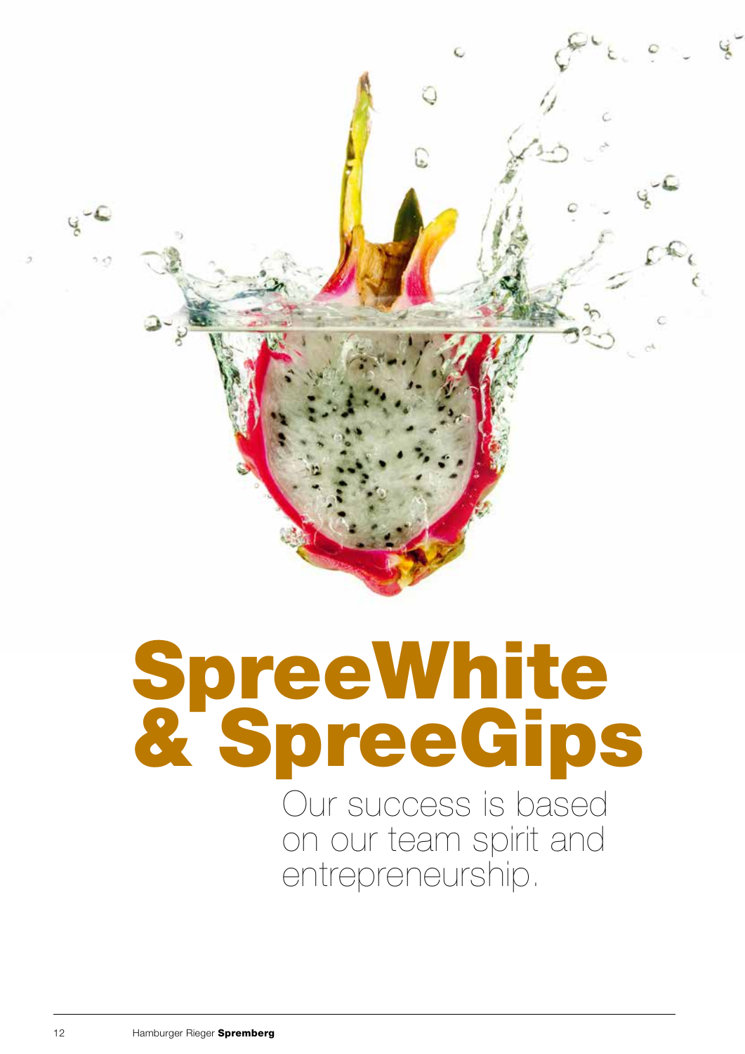# SpreeWhite & SpreeGips

Our success is based on our team spirit and entrepreneurship.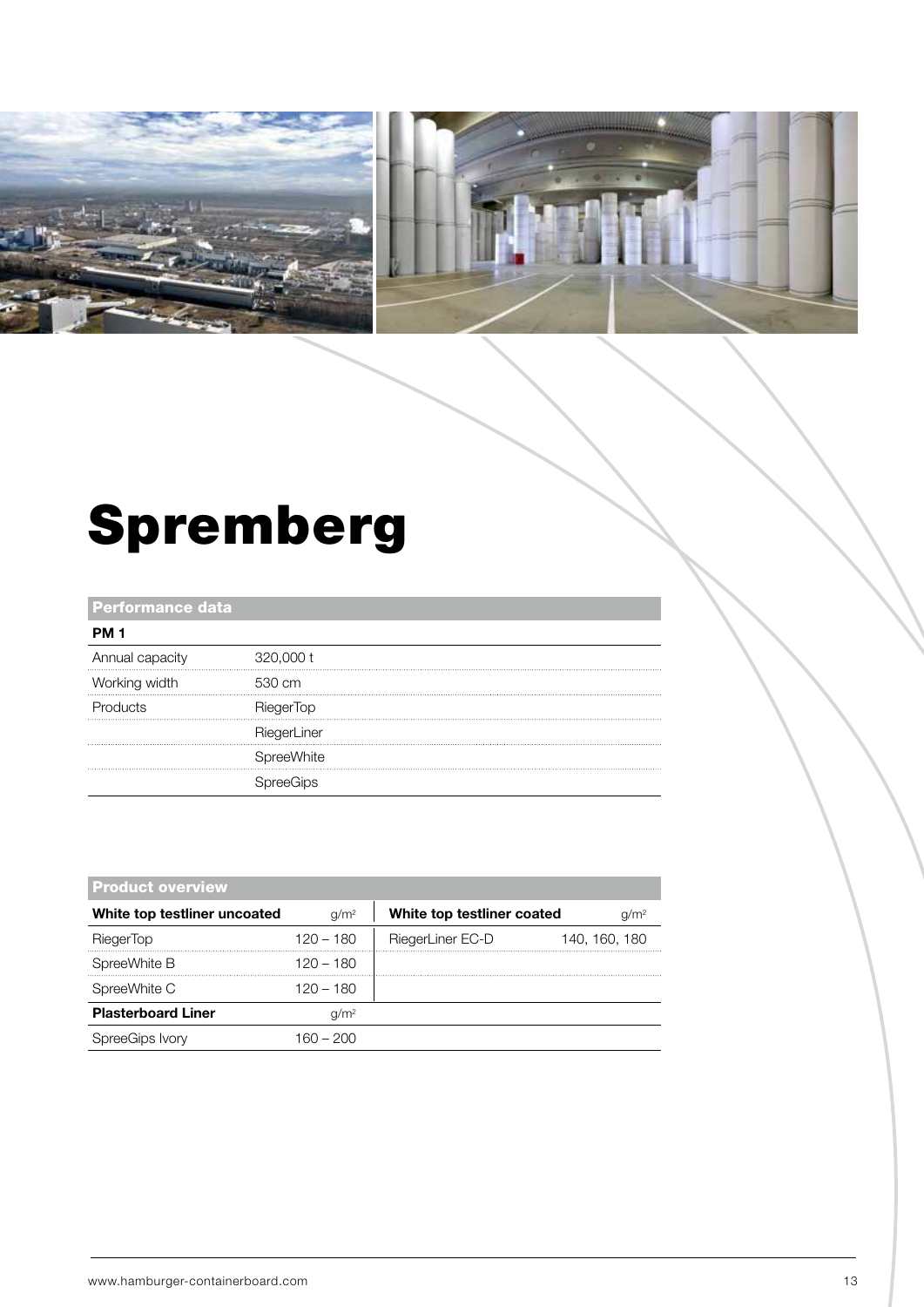# Spremberg

| Performance data | |
|---|---|
| **PM 1** | |
| Annual capacity | 320,000 t |
| Working width | 530 cm |
| Products | RiegerTop |
| | RiegerLiner |
| | SpreeWhite |
| | SpreeGips |

| Product overview | | | |
|---|---|---|---|
| **White top testliner uncoated** | g/m² | **White top testliner coated** | g/m² |
| RiegerTop | 120 – 180 | RiegerLiner EC-D | 140, 160, 180 |
| SpreeWhite B | 120 – 180 | | |
| SpreeWhite C | 120 – 180 | | |
| **Plasterboard Liner** | g/m² | | |
| SpreeGips Ivory | 160 – 200 | | |

www.hamburger-containerboard.com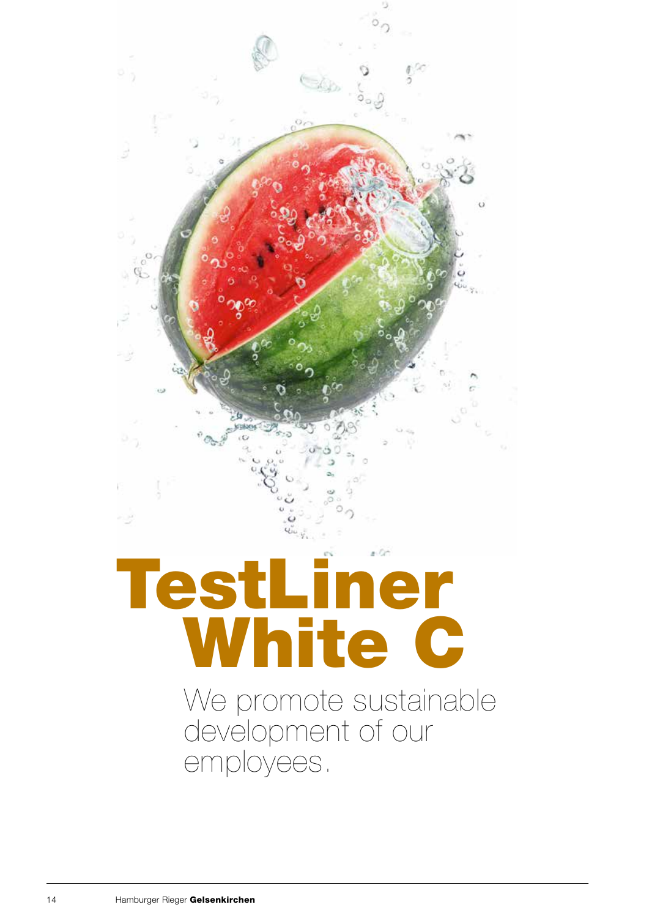# TestLiner White C

We promote sustainable development of our employees.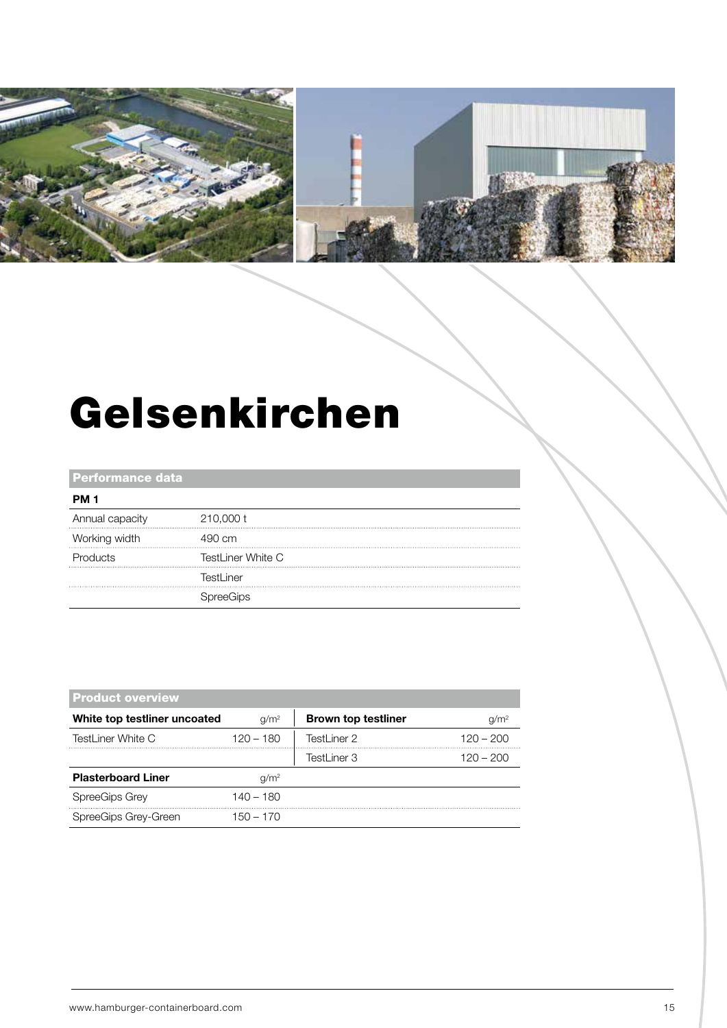# Gelsenkirchen

| Performance data | |
|---|---|
| **PM 1** | |
| Annual capacity | 210,000 t |
| Working width | 490 cm |
| Products | TestLiner White C |
| | TestLiner |
| | SpreeGips |

| Product overview | | | |
|---|---|---|---|
| **White top testliner uncoated** | g/m² | **Brown top testliner** | g/m² |
| TestLiner White C | 120 – 180 | TestLiner 2 | 120 – 200 |
| | | TestLiner 3 | 120 – 200 |
| **Plasterboard Liner** | g/m² | | |
| SpreeGips Grey | 140 – 180 | | |
| SpreeGips Grey-Green | 150 – 170 | | |

www.hamburger-containerboard.com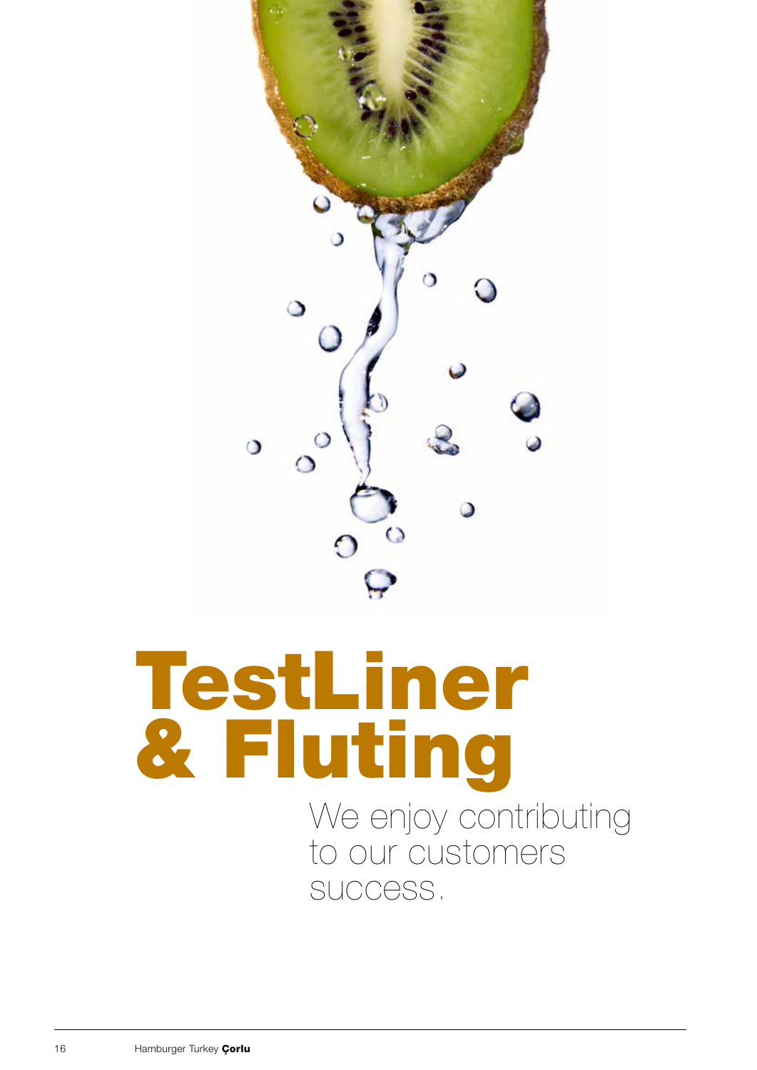# TestLiner & Fluting

We enjoy contributing to our customers success.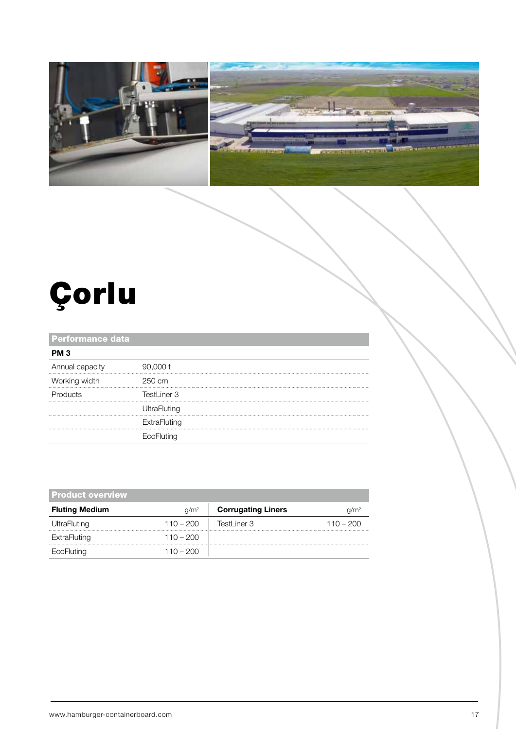# Çorlu

| Performance data | |
|---|---|
| **PM 3** | |
| Annual capacity | 90,000 t |
| Working width | 250 cm |
| Products | TestLiner 3 |
| | UltraFluting |
| | ExtraFluting |
| | EcoFluting |

| Product overview | | | |
|---|---|---|---|
| **Fluting Medium** | g/m² | **Corrugating Liners** | g/m² |
| UltraFluting | 110 – 200 | TestLiner 3 | 110 – 200 |
| ExtraFluting | 110 – 200 | | |
| EcoFluting | 110 – 200 | | |

www.hamburger-containerboard.com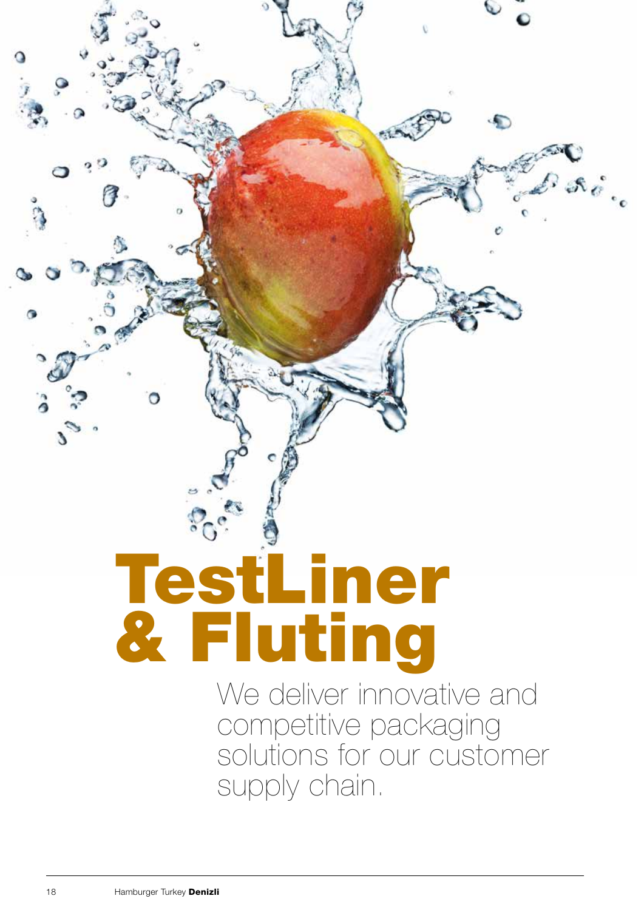# TestLiner & Fluting

We deliver innovative and competitive packaging solutions for our customer supply chain.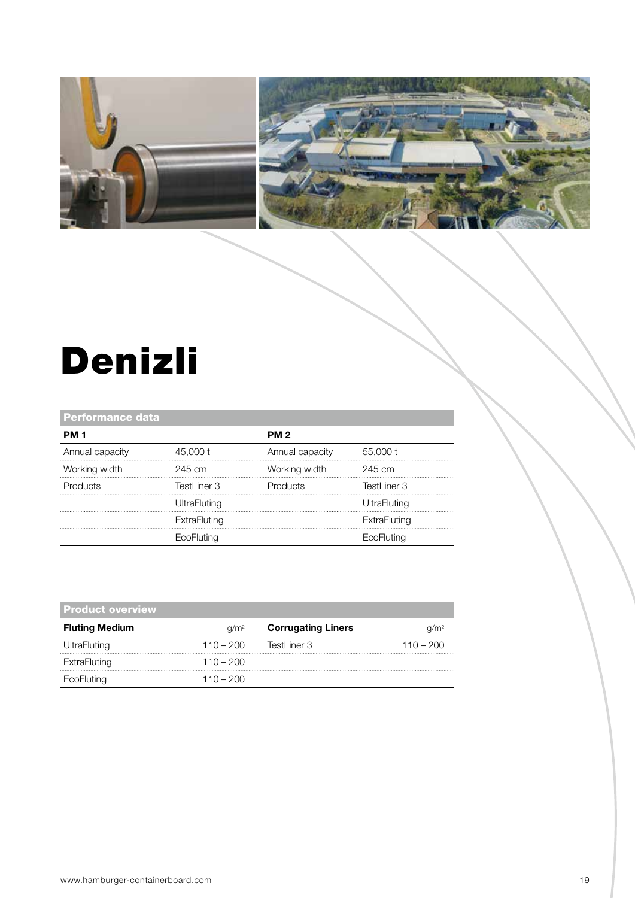# Denizli

| Performance data | | | |
|---|---|---|---|
| **PM 1** | | **PM 2** | |
| Annual capacity | 45,000 t | Annual capacity | 55,000 t |
| Working width | 245 cm | Working width | 245 cm |
| Products | TestLiner 3 | Products | TestLiner 3 |
| | UltraFluting | | UltraFluting |
| | ExtraFluting | | ExtraFluting |
| | EcoFluting | | EcoFluting |

| Product overview | | | |
|---|---|---|---|
| **Fluting Medium** | g/m² | **Corrugating Liners** | g/m² |
| UltraFluting | 110 – 200 | TestLiner 3 | 110 – 200 |
| ExtraFluting | 110 – 200 | | |
| EcoFluting | 110 – 200 | | |

www.hamburger-containerboard.com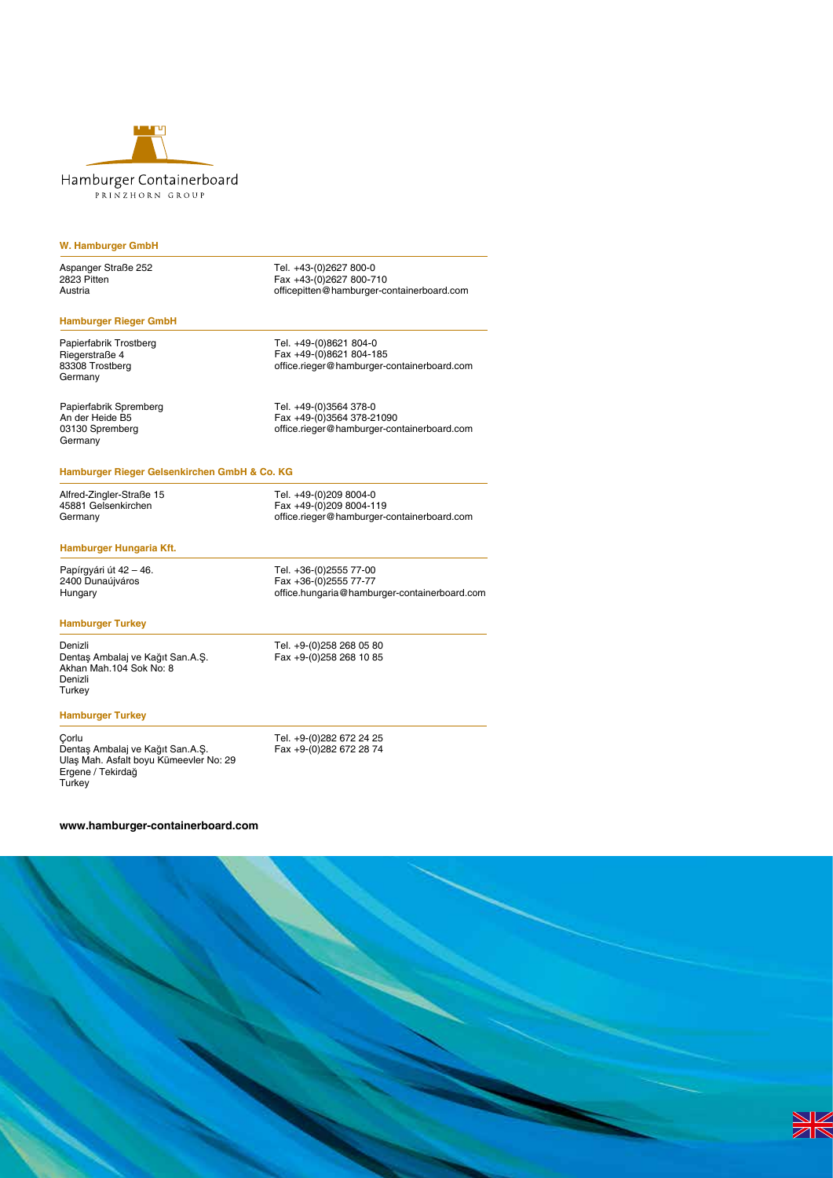Hamburger Containerboard

PRINZHORN GROUP

### W. Hamburger GmbH

Aspanger Straße 252
2823 Pitten
Austria

Tel. +43-(0)2627 800-0
Fax +43-(0)2627 800-710
officepitten@hamburger-containerboard.com

### Hamburger Rieger GmbH

Papierfabrik Trostberg
Riegerstraße 4
83308 Trostberg
Germany

Tel. +49-(0)8621 804-0
Fax +49-(0)8621 804-185
office.rieger@hamburger-containerboard.com

Papierfabrik Spremberg
An der Heide B5
03130 Spremberg
Germany

Tel. +49-(0)3564 378-0
Fax +49-(0)3564 378-21090
office.rieger@hamburger-containerboard.com

### Hamburger Rieger Gelsenkirchen GmbH & Co. KG

Alfred-Zingler-Straße 15
45881 Gelsenkirchen
Germany

Tel. +49-(0)209 8004-0
Fax +49-(0)209 8004-119
office.rieger@hamburger-containerboard.com

### Hamburger Hungaria Kft.

Papírgyári út 42 – 46.
2400 Dunaújváros
Hungary

Tel. +36-(0)2555 77-00
Fax +36-(0)2555 77-77
office.hungaria@hamburger-containerboard.com

### Hamburger Turkey

Denizli
Dentaş Ambalaj ve Kağıt San.A.Ş.
Akhan Mah.104 Sok No: 8
Denizli
Turkey

Tel. +9-(0)258 268 05 80
Fax +9-(0)258 268 10 85

### Hamburger Turkey

Çorlu
Dentaş Ambalaj ve Kağıt San.A.Ş.
Ulaş Mah. Asfalt boyu Kümeevler No: 29
Ergene / Tekirdağ
Turkey

Tel. +9-(0)282 672 24 25
Fax +9-(0)282 672 28 74

**www.hamburger-containerboard.com**